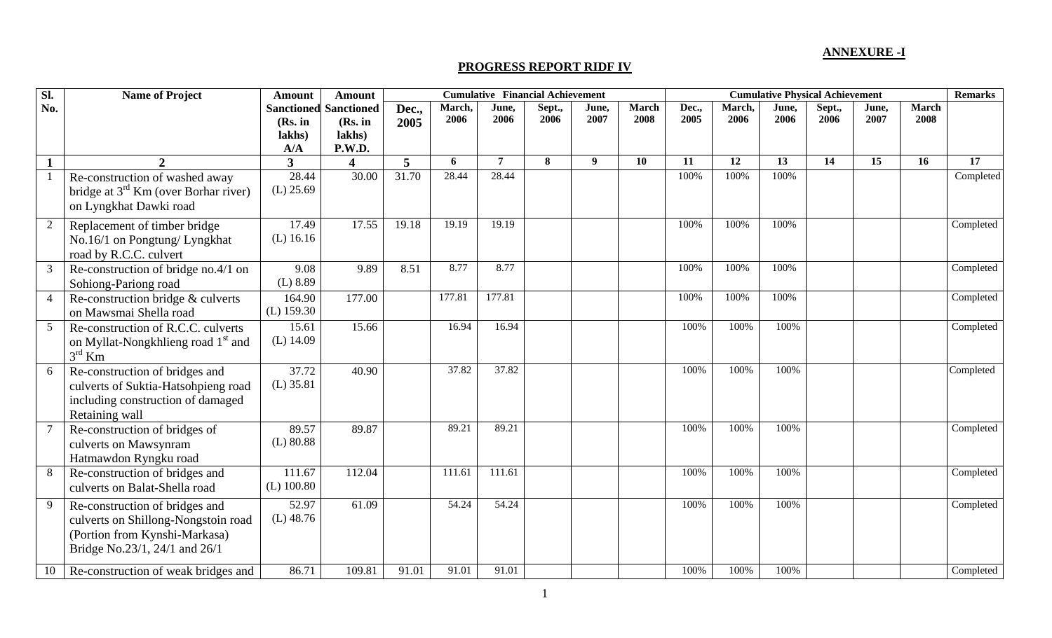**ANNEXURE -I**

**PROGRESS REPORT RIDF IV**

| Sl. No. | Name of Project | Amount Sanctioned (Rs. in lakhs) A/A | Amount Sanctioned (Rs. in lakhs) P.W.D. | Cumulative Financial Achievement | | | | | | Cumulative Physical Achievement | | | | | | Remarks |
|---|---|---|---|---|---|---|---|---|---|---|---|---|---|---|---|---|
| | | | | Dec., 2005 | March, 2006 | June, 2006 | Sept., 2006 | June, 2007 | March 2008 | Dec., 2005 | March, 2006 | June, 2006 | Sept., 2006 | June, 2007 | March 2008 | |
| 1 | 2 | 3 | 4 | 5 | 6 | 7 | 8 | 9 | 10 | 11 | 12 | 13 | 14 | 15 | 16 | 17 |
| 1 | Re-construction of washed away bridge at 3rd Km (over Borhar river) on Lyngkhat Dawki road | 28.44 (L) 25.69 | 30.00 | 31.70 | 28.44 | 28.44 | | | | 100% | 100% | 100% | | | | Completed |
| 2 | Replacement of timber bridge No.16/1 on Pongtung/ Lyngkhat road by R.C.C. culvert | 17.49 (L) 16.16 | 17.55 | 19.18 | 19.19 | 19.19 | | | | 100% | 100% | 100% | | | | Completed |
| 3 | Re-construction of bridge no.4/1 on Sohiong-Pariong road | 9.08 (L) 8.89 | 9.89 | 8.51 | 8.77 | 8.77 | | | | 100% | 100% | 100% | | | | Completed |
| 4 | Re-construction bridge & culverts on Mawsmai Shella road | 164.90 (L) 159.30 | 177.00 | | 177.81 | 177.81 | | | | 100% | 100% | 100% | | | | Completed |
| 5 | Re-construction of R.C.C. culverts on Myllat-Nongkhlieng road 1st and 3rd Km | 15.61 (L) 14.09 | 15.66 | | 16.94 | 16.94 | | | | 100% | 100% | 100% | | | | Completed |
| 6 | Re-construction of bridges and culverts of Suktia-Hatsohpieng road including construction of damaged Retaining wall | 37.72 (L) 35.81 | 40.90 | | 37.82 | 37.82 | | | | 100% | 100% | 100% | | | | Completed |
| 7 | Re-construction of bridges of culverts on Mawsynram Hatmawdon Ryngku road | 89.57 (L) 80.88 | 89.87 | | 89.21 | 89.21 | | | | 100% | 100% | 100% | | | | Completed |
| 8 | Re-construction of bridges and culverts on Balat-Shella road | 111.67 (L) 100.80 | 112.04 | | 111.61 | 111.61 | | | | 100% | 100% | 100% | | | | Completed |
| 9 | Re-construction of bridges and culverts on Shillong-Nongstoin road (Portion from Kynshi-Markasa) Bridge No.23/1, 24/1 and 26/1 | 52.97 (L) 48.76 | 61.09 | | 54.24 | 54.24 | | | | 100% | 100% | 100% | | | | Completed |
| 10 | Re-construction of weak bridges and | 86.71 | 109.81 | 91.01 | 91.01 | 91.01 | | | | 100% | 100% | 100% | | | | Completed |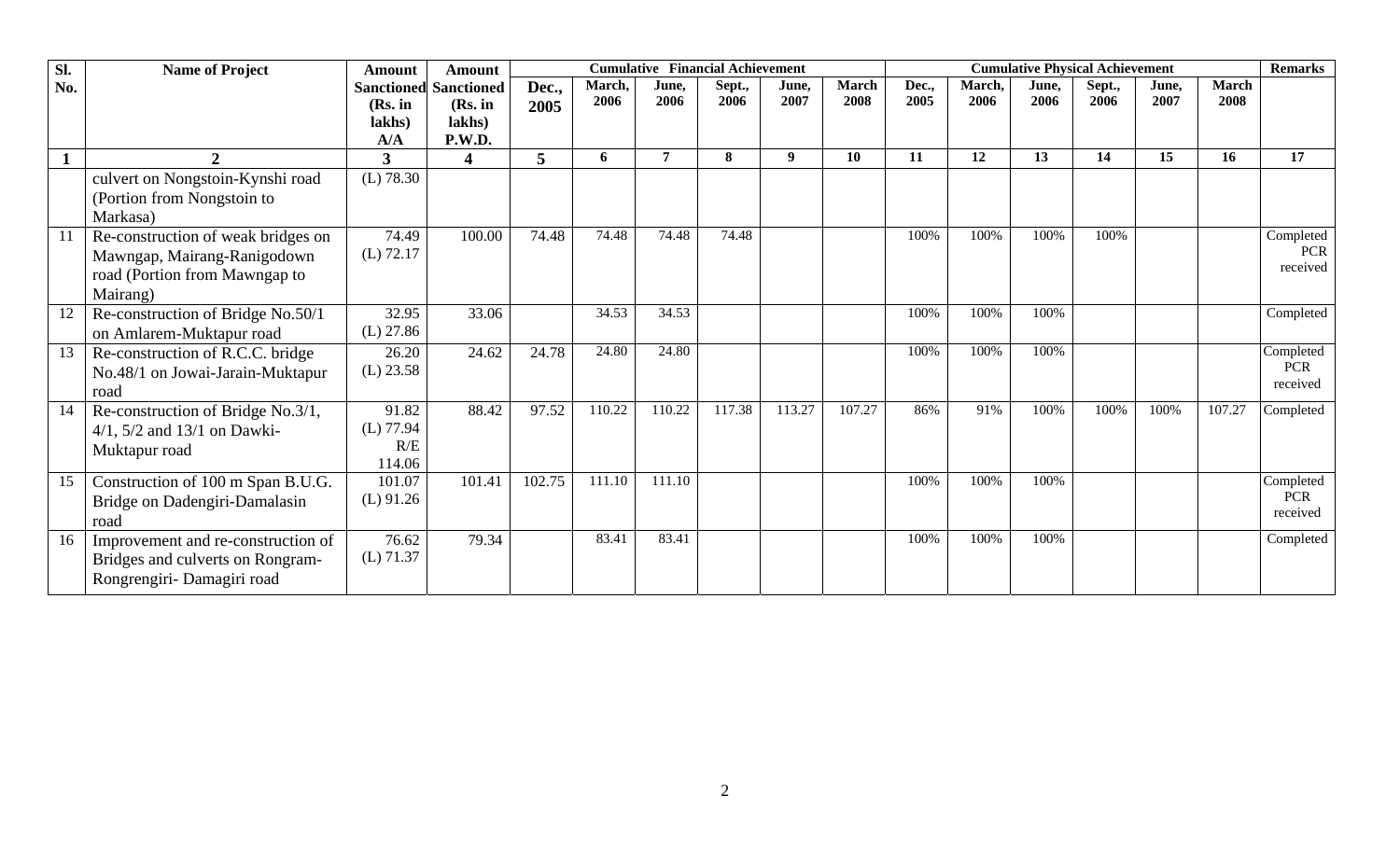| Sl. No. | Name of Project | Amount Sanctioned (Rs. in lakhs) A/A | Amount Sanctioned (Rs. in lakhs) P.W.D. | Cumulative Financial Achievement | | | | | | Cumulative Physical Achievement | | | | | | Remarks |
|---|---|---|---|---|---|---|---|---|---|---|---|---|---|---|---|---|
| | | | | Dec., 2005 | March, 2006 | June, 2006 | Sept., 2006 | June, 2007 | March 2008 | Dec., 2005 | March, 2006 | June, 2006 | Sept., 2006 | June, 2007 | March 2008 | |
| 1 | 2 | 3 | 4 | 5 | 6 | 7 | 8 | 9 | 10 | 11 | 12 | 13 | 14 | 15 | 16 | 17 |
| | culvert on Nongstoin-Kynshi road (Portion from Nongstoin to Markasa) | (L) 78.30 | | | | | | | | | | | | | | |
| 11 | Re-construction of weak bridges on Mawngap, Mairang-Ranigodown road (Portion from Mawngap to Mairang) | 74.49 (L) 72.17 | 100.00 | 74.48 | 74.48 | 74.48 | 74.48 | | | 100% | 100% | 100% | 100% | | | Completed PCR received |
| 12 | Re-construction of Bridge No.50/1 on Amlarem-Muktapur road | 32.95 (L) 27.86 | 33.06 | | 34.53 | 34.53 | | | | 100% | 100% | 100% | | | | Completed |
| 13 | Re-construction of R.C.C. bridge No.48/1 on Jowai-Jarain-Muktapur road | 26.20 (L) 23.58 | 24.62 | 24.78 | 24.80 | 24.80 | | | | 100% | 100% | 100% | | | | Completed PCR received |
| 14 | Re-construction of Bridge No.3/1, 4/1, 5/2 and 13/1 on Dawki-Muktapur road | 91.82 (L) 77.94 R/E 114.06 | 88.42 | 97.52 | 110.22 | 110.22 | 117.38 | 113.27 | 107.27 | 86% | 91% | 100% | 100% | 100% | 107.27 | Completed |
| 15 | Construction of 100 m Span B.U.G. Bridge on Dadengiri-Damalasin road | 101.07 (L) 91.26 | 101.41 | 102.75 | 111.10 | 111.10 | | | | 100% | 100% | 100% | | | | Completed PCR received |
| 16 | Improvement and re-construction of Bridges and culverts on Rongram-Rongrengiri- Damagiri road | 76.62 (L) 71.37 | 79.34 | | 83.41 | 83.41 | | | | 100% | 100% | 100% | | | | Completed |